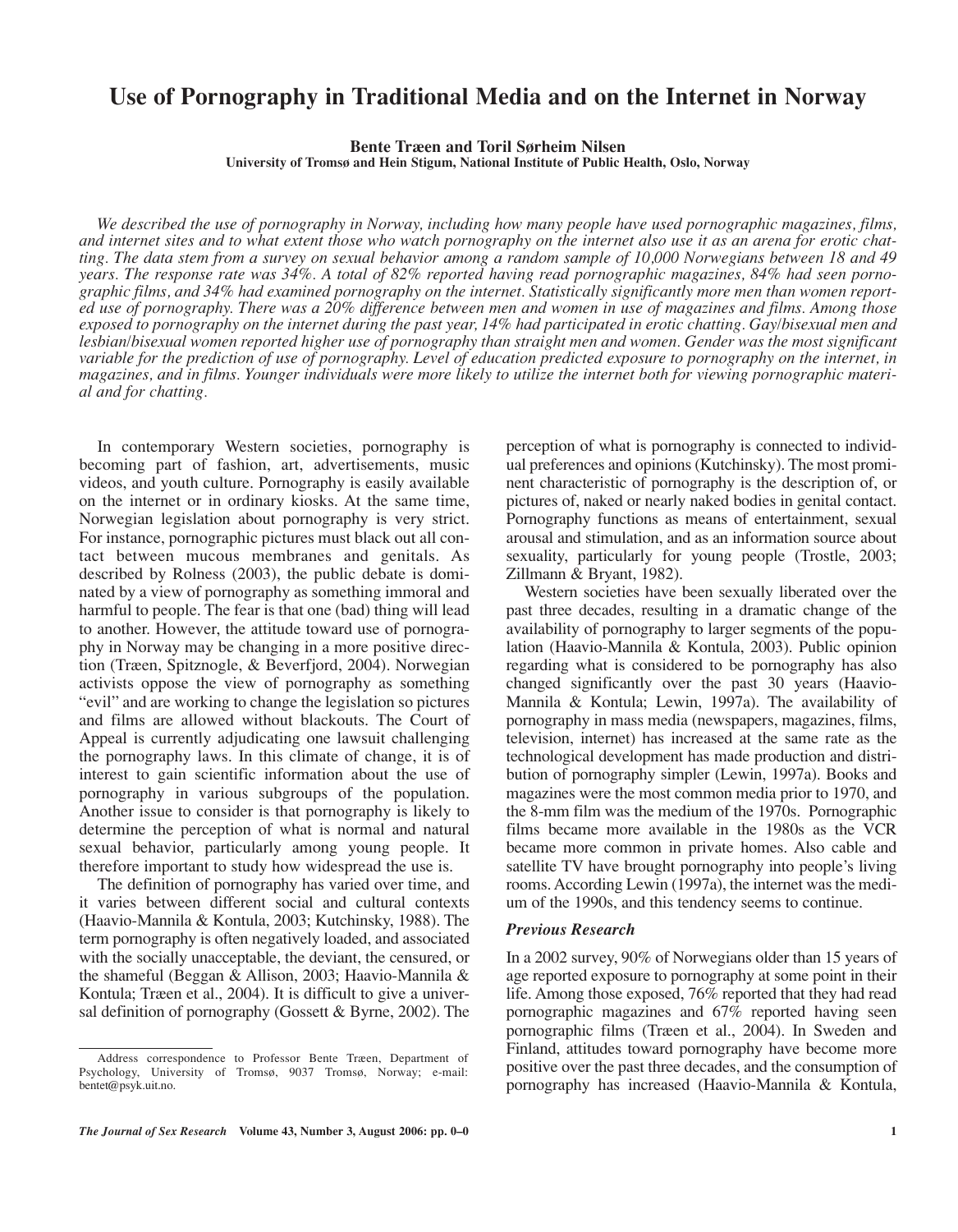# Use of Pornography in Traditional Media and on the Internet in Norway

**Bente Træen and Toril Sørheim Nilsen**
**University of Tromsø and Hein Stigum, National Institute of Public Health, Oslo, Norway**

*We described the use of pornography in Norway, including how many people have used pornographic magazines, films, and internet sites and to what extent those who watch pornography on the internet also use it as an arena for erotic chatting. The data stem from a survey on sexual behavior among a random sample of 10,000 Norwegians between 18 and 49 years. The response rate was 34%. A total of 82% reported having read pornographic magazines, 84% had seen pornographic films, and 34% had examined pornography on the internet. Statistically significantly more men than women reported use of pornography. There was a 20% difference between men and women in use of magazines and films. Among those exposed to pornography on the internet during the past year, 14% had participated in erotic chatting. Gay/bisexual men and lesbian/bisexual women reported higher use of pornography than straight men and women. Gender was the most significant variable for the prediction of use of pornography. Level of education predicted exposure to pornography on the internet, in magazines, and in films. Younger individuals were more likely to utilize the internet both for viewing pornographic material and for chatting.*

In contemporary Western societies, pornography is becoming part of fashion, art, advertisements, music videos, and youth culture. Pornography is easily available on the internet or in ordinary kiosks. At the same time, Norwegian legislation about pornography is very strict. For instance, pornographic pictures must black out all contact between mucous membranes and genitals. As described by Rolness (2003), the public debate is dominated by a view of pornography as something immoral and harmful to people. The fear is that one (bad) thing will lead to another. However, the attitude toward use of pornography in Norway may be changing in a more positive direction (Træen, Spitznogle, & Beverfjord, 2004). Norwegian activists oppose the view of pornography as something "evil" and are working to change the legislation so pictures and films are allowed without blackouts. The Court of Appeal is currently adjudicating one lawsuit challenging the pornography laws. In this climate of change, it is of interest to gain scientific information about the use of pornography in various subgroups of the population. Another issue to consider is that pornography is likely to determine the perception of what is normal and natural sexual behavior, particularly among young people. It therefore important to study how widespread the use is.

The definition of pornography has varied over time, and it varies between different social and cultural contexts (Haavio-Mannila & Kontula, 2003; Kutchinsky, 1988). The term pornography is often negatively loaded, and associated with the socially unacceptable, the deviant, the censured, or the shameful (Beggan & Allison, 2003; Haavio-Mannila & Kontula; Træen et al., 2004). It is difficult to give a universal definition of pornography (Gossett & Byrne, 2002). The perception of what is pornography is connected to individual preferences and opinions (Kutchinsky). The most prominent characteristic of pornography is the description of, or pictures of, naked or nearly naked bodies in genital contact. Pornography functions as means of entertainment, sexual arousal and stimulation, and as an information source about sexuality, particularly for young people (Trostle, 2003; Zillmann & Bryant, 1982).

Western societies have been sexually liberated over the past three decades, resulting in a dramatic change of the availability of pornography to larger segments of the population (Haavio-Mannila & Kontula, 2003). Public opinion regarding what is considered to be pornography has also changed significantly over the past 30 years (Haavio-Mannila & Kontula; Lewin, 1997a). The availability of pornography in mass media (newspapers, magazines, films, television, internet) has increased at the same rate as the technological development has made production and distribution of pornography simpler (Lewin, 1997a). Books and magazines were the most common media prior to 1970, and the 8-mm film was the medium of the 1970s. Pornographic films became more available in the 1980s as the VCR became more common in private homes. Also cable and satellite TV have brought pornography into people's living rooms. According Lewin (1997a), the internet was the medium of the 1990s, and this tendency seems to continue.

### *Previous Research*

In a 2002 survey, 90% of Norwegians older than 15 years of age reported exposure to pornography at some point in their life. Among those exposed, 76% reported that they had read pornographic magazines and 67% reported having seen pornographic films (Træen et al., 2004). In Sweden and Finland, attitudes toward pornography have become more positive over the past three decades, and the consumption of pornography has increased (Haavio-Mannila & Kontula,

---

Address correspondence to Professor Bente Træen, Department of Psychology, University of Tromsø, 9037 Tromsø, Norway; e-mail: bentet@psyk.uit.no.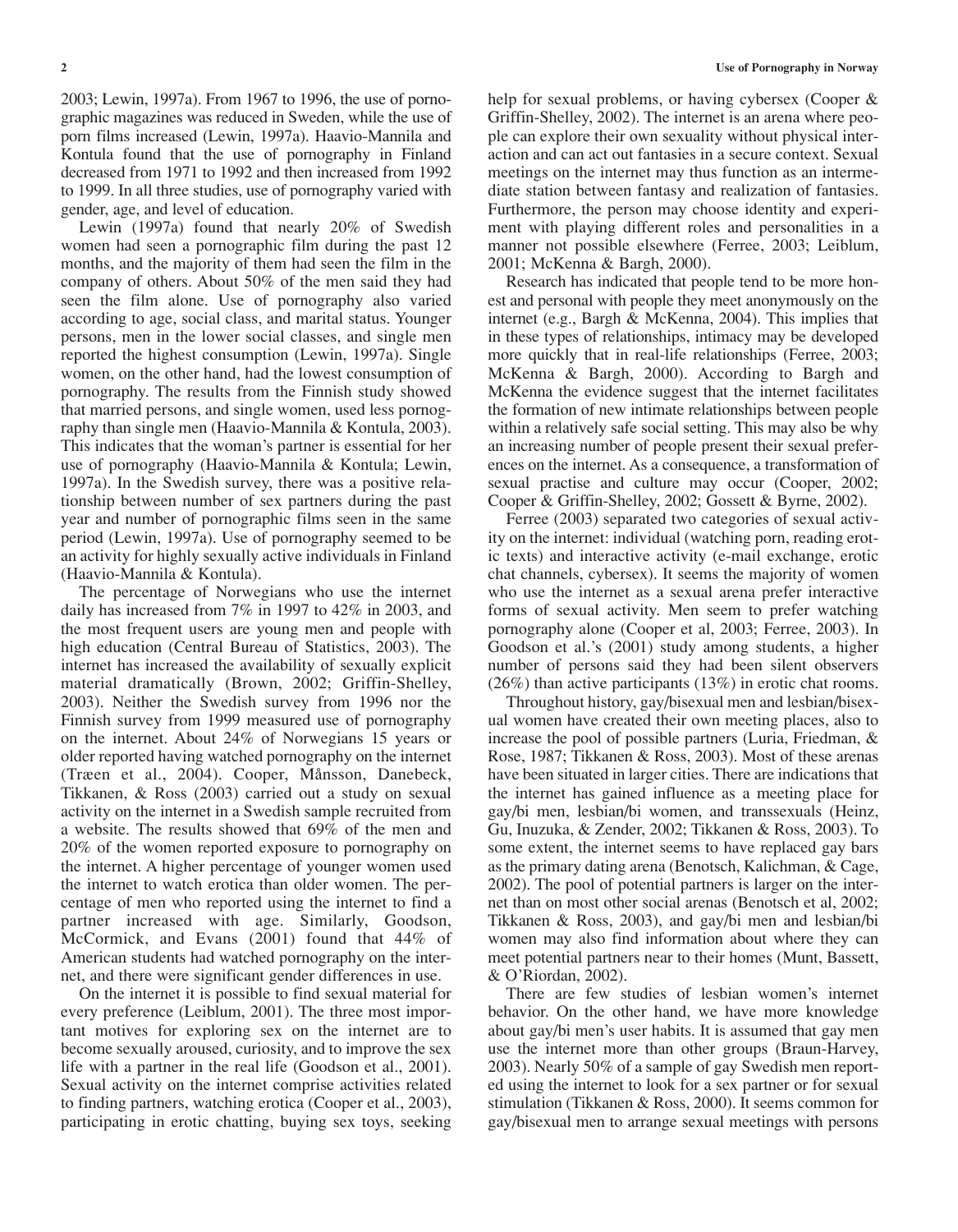2003; Lewin, 1997a). From 1967 to 1996, the use of pornographic magazines was reduced in Sweden, while the use of porn films increased (Lewin, 1997a). Haavio-Mannila and Kontula found that the use of pornography in Finland decreased from 1971 to 1992 and then increased from 1992 to 1999. In all three studies, use of pornography varied with gender, age, and level of education.

Lewin (1997a) found that nearly 20% of Swedish women had seen a pornographic film during the past 12 months, and the majority of them had seen the film in the company of others. About 50% of the men said they had seen the film alone. Use of pornography also varied according to age, social class, and marital status. Younger persons, men in the lower social classes, and single men reported the highest consumption (Lewin, 1997a). Single women, on the other hand, had the lowest consumption of pornography. The results from the Finnish study showed that married persons, and single women, used less pornography than single men (Haavio-Mannila & Kontula, 2003). This indicates that the woman's partner is essential for her use of pornography (Haavio-Mannila & Kontula; Lewin, 1997a). In the Swedish survey, there was a positive relationship between number of sex partners during the past year and number of pornographic films seen in the same period (Lewin, 1997a). Use of pornography seemed to be an activity for highly sexually active individuals in Finland (Haavio-Mannila & Kontula).

The percentage of Norwegians who use the internet daily has increased from 7% in 1997 to 42% in 2003, and the most frequent users are young men and people with high education (Central Bureau of Statistics, 2003). The internet has increased the availability of sexually explicit material dramatically (Brown, 2002; Griffin-Shelley, 2003). Neither the Swedish survey from 1996 nor the Finnish survey from 1999 measured use of pornography on the internet. About 24% of Norwegians 15 years or older reported having watched pornography on the internet (Træen et al., 2004). Cooper, Månsson, Danebeck, Tikkanen, & Ross (2003) carried out a study on sexual activity on the internet in a Swedish sample recruited from a website. The results showed that 69% of the men and 20% of the women reported exposure to pornography on the internet. A higher percentage of younger women used the internet to watch erotica than older women. The percentage of men who reported using the internet to find a partner increased with age. Similarly, Goodson, McCormick, and Evans (2001) found that 44% of American students had watched pornography on the internet, and there were significant gender differences in use.

On the internet it is possible to find sexual material for every preference (Leiblum, 2001). The three most important motives for exploring sex on the internet are to become sexually aroused, curiosity, and to improve the sex life with a partner in the real life (Goodson et al., 2001). Sexual activity on the internet comprise activities related to finding partners, watching erotica (Cooper et al., 2003), participating in erotic chatting, buying sex toys, seeking help for sexual problems, or having cybersex (Cooper & Griffin-Shelley, 2002). The internet is an arena where people can explore their own sexuality without physical interaction and can act out fantasies in a secure context. Sexual meetings on the internet may thus function as an intermediate station between fantasy and realization of fantasies. Furthermore, the person may choose identity and experiment with playing different roles and personalities in a manner not possible elsewhere (Ferree, 2003; Leiblum, 2001; McKenna & Bargh, 2000).

Research has indicated that people tend to be more honest and personal with people they meet anonymously on the internet (e.g., Bargh & McKenna, 2004). This implies that in these types of relationships, intimacy may be developed more quickly that in real-life relationships (Ferree, 2003; McKenna & Bargh, 2000). According to Bargh and McKenna the evidence suggest that the internet facilitates the formation of new intimate relationships between people within a relatively safe social setting. This may also be why an increasing number of people present their sexual preferences on the internet. As a consequence, a transformation of sexual practise and culture may occur (Cooper, 2002; Cooper & Griffin-Shelley, 2002; Gossett & Byrne, 2002).

Ferree (2003) separated two categories of sexual activity on the internet: individual (watching porn, reading erotic texts) and interactive activity (e-mail exchange, erotic chat channels, cybersex). It seems the majority of women who use the internet as a sexual arena prefer interactive forms of sexual activity. Men seem to prefer watching pornography alone (Cooper et al, 2003; Ferree, 2003). In Goodson et al.'s (2001) study among students, a higher number of persons said they had been silent observers (26%) than active participants (13%) in erotic chat rooms.

Throughout history, gay/bisexual men and lesbian/bisexual women have created their own meeting places, also to increase the pool of possible partners (Luria, Friedman, & Rose, 1987; Tikkanen & Ross, 2003). Most of these arenas have been situated in larger cities. There are indications that the internet has gained influence as a meeting place for gay/bi men, lesbian/bi women, and transsexuals (Heinz, Gu, Inuzuka, & Zender, 2002; Tikkanen & Ross, 2003). To some extent, the internet seems to have replaced gay bars as the primary dating arena (Benotsch, Kalichman, & Cage, 2002). The pool of potential partners is larger on the internet than on most other social arenas (Benotsch et al, 2002; Tikkanen & Ross, 2003), and gay/bi men and lesbian/bi women may also find information about where they can meet potential partners near to their homes (Munt, Bassett, & O'Riordan, 2002).

There are few studies of lesbian women's internet behavior. On the other hand, we have more knowledge about gay/bi men's user habits. It is assumed that gay men use the internet more than other groups (Braun-Harvey, 2003). Nearly 50% of a sample of gay Swedish men reported using the internet to look for a sex partner or for sexual stimulation (Tikkanen & Ross, 2000). It seems common for gay/bisexual men to arrange sexual meetings with persons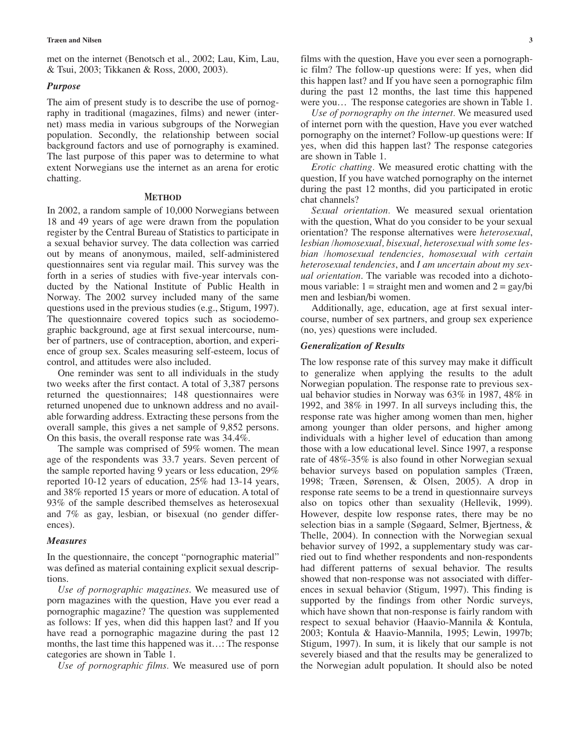met on the internet (Benotsch et al., 2002; Lau, Kim, Lau, & Tsui, 2003; Tikkanen & Ross, 2000, 2003).

### *Purpose*

The aim of present study is to describe the use of pornography in traditional (magazines, films) and newer (internet) mass media in various subgroups of the Norwegian population. Secondly, the relationship between social background factors and use of pornography is examined. The last purpose of this paper was to determine to what extent Norwegians use the internet as an arena for erotic chatting.

## METHOD

In 2002, a random sample of 10,000 Norwegians between 18 and 49 years of age were drawn from the population register by the Central Bureau of Statistics to participate in a sexual behavior survey. The data collection was carried out by means of anonymous, mailed, self-administered questionnaires sent via regular mail. This survey was the forth in a series of studies with five-year intervals conducted by the National Institute of Public Health in Norway. The 2002 survey included many of the same questions used in the previous studies (e.g., Stigum, 1997). The questionnaire covered topics such as sociodemographic background, age at first sexual intercourse, number of partners, use of contraception, abortion, and experience of group sex. Scales measuring self-esteem, locus of control, and attitudes were also included.

One reminder was sent to all individuals in the study two weeks after the first contact. A total of 3,387 persons returned the questionnaires; 148 questionnaires were returned unopened due to unknown address and no available forwarding address. Extracting these persons from the overall sample, this gives a net sample of 9,852 persons. On this basis, the overall response rate was 34.4%.

The sample was comprised of 59% women. The mean age of the respondents was 33.7 years. Seven percent of the sample reported having 9 years or less education, 29% reported 10-12 years of education, 25% had 13-14 years, and 38% reported 15 years or more of education. A total of 93% of the sample described themselves as heterosexual and 7% as gay, lesbian, or bisexual (no gender differences).

### *Measures*

In the questionnaire, the concept "pornographic material" was defined as material containing explicit sexual descriptions.

*Use of pornographic magazines.* We measured use of porn magazines with the question, Have you ever read a pornographic magazine? The question was supplemented as follows: If yes, when did this happen last? and If you have read a pornographic magazine during the past 12 months, the last time this happened was it…: The response categories are shown in Table 1.

*Use of pornographic films.* We measured use of porn films with the question, Have you ever seen a pornographic film? The follow-up questions were: If yes, when did this happen last? and If you have seen a pornographic film during the past 12 months, the last time this happened were you… The response categories are shown in Table 1.

*Use of pornography on the internet.* We measured used of internet porn with the question, Have you ever watched pornography on the internet? Follow-up questions were: If yes, when did this happen last? The response categories are shown in Table 1.

*Erotic chatting.* We measured erotic chatting with the question, If you have watched pornography on the internet during the past 12 months, did you participated in erotic chat channels?

*Sexual orientation.* We measured sexual orientation with the question, What do you consider to be your sexual orientation? The response alternatives were *heterosexual*, *lesbian /homosexual, bisexual, heterosexual with some lesbian /homosexual tendencies, homosexual with certain heterosexual tendencies*, and *I am uncertain about my sexual orientation*. The variable was recoded into a dichotomous variable: 1 = straight men and women and 2 = gay/bi men and lesbian/bi women.

Additionally, age, education, age at first sexual intercourse, number of sex partners, and group sex experience (no, yes) questions were included.

### *Generalization of Results*

The low response rate of this survey may make it difficult to generalize when applying the results to the adult Norwegian population. The response rate to previous sexual behavior studies in Norway was 63% in 1987, 48% in 1992, and 38% in 1997. In all surveys including this, the response rate was higher among women than men, higher among younger than older persons, and higher among individuals with a higher level of education than among those with a low educational level. Since 1997, a response rate of 48%-35% is also found in other Norwegian sexual behavior surveys based on population samples (Træen, 1998; Træen, Sørensen, & Olsen, 2005). A drop in response rate seems to be a trend in questionnaire surveys also on topics other than sexuality (Hellevik, 1999). However, despite low response rates, there may be no selection bias in a sample (Søgaard, Selmer, Bjertness, & Thelle, 2004). In connection with the Norwegian sexual behavior survey of 1992, a supplementary study was carried out to find whether respondents and non-respondents had different patterns of sexual behavior. The results showed that non-response was not associated with differences in sexual behavior (Stigum, 1997). This finding is supported by the findings from other Nordic surveys, which have shown that non-response is fairly random with respect to sexual behavior (Haavio-Mannila & Kontula, 2003; Kontula & Haavio-Mannila, 1995; Lewin, 1997b; Stigum, 1997). In sum, it is likely that our sample is not severely biased and that the results may be generalized to the Norwegian adult population. It should also be noted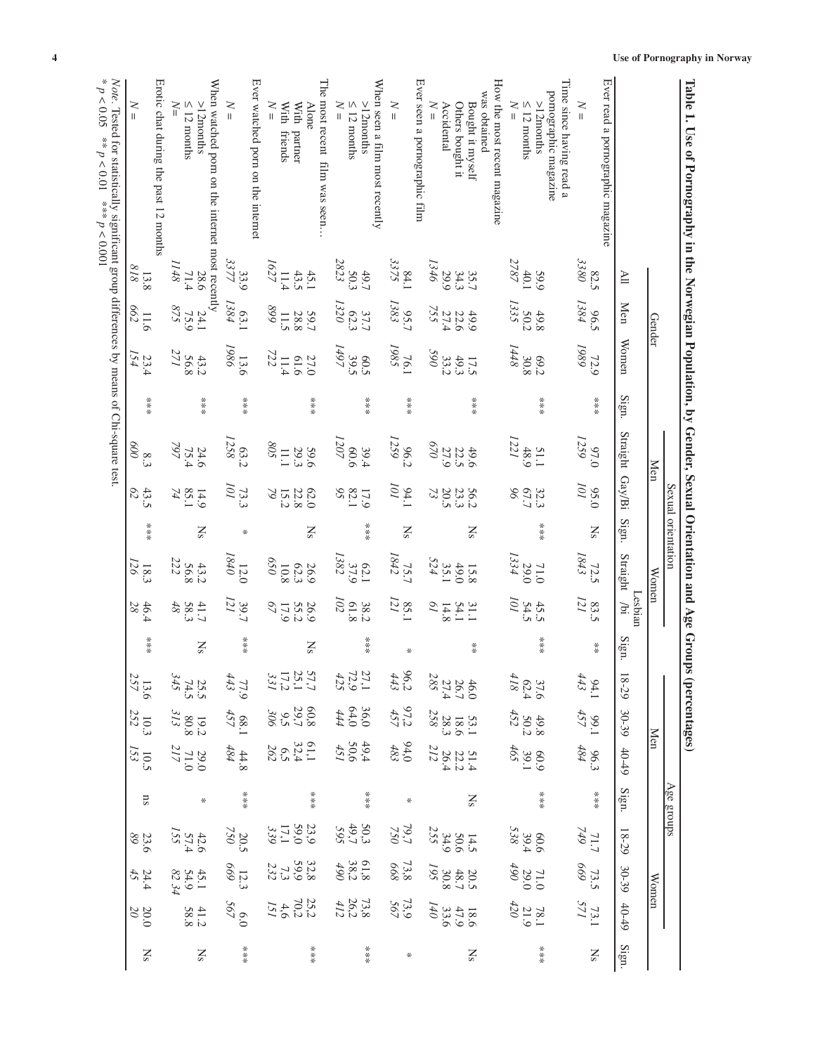**Table 1. Use of Pornography in the Norwegian Population, by Gender, Sexual Orientation and Age Groups (percentages)**

| | Gender | | | | Sexual orientation | | | | | | Age groups | | | | | | | |
|---|---|---|---|---|---|---|---|---|---|---|---|---|---|---|---|---|---|---|
| | | | | | Men | | | Women | | | Men | | | | Women | | | |
| | All | Men | Women | Sign. | Straight | Gay/Bi | Sign. | Straight | Lesbian /bi | Sign. | 18-29 | 30-39 | 40-49 | Sign. | 18-29 | 30-39 | 40-49 | Sign. |
| Ever read a pornographic magazine | 82.5 | 96.5 | 72.9 | *** | 97.0 | 95.0 | Ns | 72.5 | 83.5 | ** | 94.1 | 99.1 | 96.3 | *** | 71.7 | 73.5 | 73.1 | Ns |
| N = | *3380* | *1384* | *1989* | | *1259* | *101* | | *1843* | *121* | | *443* | *457* | *484* | | *749* | *669* | *571* | |
| Time since having read a pornographic magazine | | | | | | | | | | | | | | | | | | |
| >12months | 59.9 | 49.8 | 69.2 | *** | 51.1 | 32.3 | *** | 71.0 | 45.5 | *** | 37.6 | 49.8 | 60.9 | *** | 60.6 | 71.0 | 78.1 | *** |
| ≤ 12 months | 40.1 | 50.2 | 30.8 | | 48.9 | 67.7 | | 29.0 | 54.5 | | 62.4 | 50.2 | 39.1 | | 39.4 | 29.0 | 21.9 | |
| N = | *2787* | *1335* | *1448* | | *1221* | *96* | | *1334* | *101* | | *418* | *452* | *465* | | *538* | *490* | *420* | |
| How the most recent magazine was obtained | | | | | | | | | | | | | | | | | | |
| Bought it myself | 35.7 | 49.9 | 17.5 | *** | 49.6 | 56.2 | Ns | 15.8 | 31.1 | ** | 46.0 | 53.1 | 51.4 | Ns | 14.5 | 20.5 | 18.6 | Ns |
| Others bought it | 34.3 | 22.6 | 49.3 | | 22.5 | 23.3 | | 49.0 | 54.1 | | 26.7 | 18.6 | 22.2 | | 50.6 | 48.7 | 47.9 | |
| Accidental | 29.9 | 27.4 | 33.2 | | 27.9 | 20.5 | | 35.1 | 14.8 | | 27.4 | 28.3 | 26.4 | | 34.9 | 30.8 | 33.6 | |
| N = | *1346* | *755* | *590* | | *670* | *73* | | *524* | *61* | | *285* | *258* | *212* | | *255* | *195* | *140* | |
| Ever seen a pornographic film | 84.1 | 95.7 | 76.1 | *** | 96.2 | 94.1 | Ns | 75.7 | 85.1 | * | 96.2 | 97.2 | 94.0 | * | 79.7 | 73.8 | 73.9 | * |
| N = | *3375* | *1383* | *1985* | | *1259* | *101* | | *1842* | *121* | | *443* | *457* | *483* | | *750* | *668* | *567* | |
| When seen a film most recently | | | | | | | | | | | | | | | | | | |
| >12months | 49.7 | 37.7 | 60.5 | *** | 39.4 | 17.9 | *** | 62.1 | 38.2 | *** | 27.1 | 36.0 | 49.4 | *** | 50.3 | 61.8 | 73.8 | *** |
| ≤ 12 months | 50.3 | 62.3 | 39.5 | | 60.6 | 82.1 | | 37.9 | 61.8 | | 72.9 | 64.0 | 50.6 | | 49.7 | 38.2 | 26.2 | |
| N = | *2823* | *1320* | *1497* | | *1207* | *95* | | *1382* | *102* | | *425* | *444* | *451* | | *595* | *490* | *412* | |
| The most recent film was seen… | | | | | | | | | | | | | | | | | | |
| Alone | 45.1 | 59.7 | 27.0 | *** | 59.6 | 62.0 | Ns | 26.9 | 26.9 | Ns | 57.7 | 60.8 | 61.1 | *** | 23.9 | 32.8 | 25.2 | *** |
| With partner | 43.5 | 28.8 | 61.6 | | 29.3 | 22.8 | | 62.3 | 55.2 | | 25.1 | 29.7 | 32.4 | | 59.0 | 59.9 | 70.2 | |
| With friends | 11.4 | 11.5 | 11.4 | | 11.1 | 15.2 | | 10.8 | 17.9 | | 17.2 | 9.5 | 6.5 | | 17.1 | 7.3 | 4.6 | |
| N = | *1627* | *899* | *722* | | *805* | *79* | | *650* | *67* | | *331* | *306* | *262* | | *339* | *232* | *151* | |
| Ever watched porn on the internet | 33.9 | 63.1 | 13.6 | *** | 63.2 | 73.3 | * | 12.0 | 39.7 | *** | 77.9 | 68.1 | 44.8 | *** | 20.5 | 12.3 | 6.0 | *** |
| N = | *3377* | *1384* | *1986* | | *1258* | *101* | | *1840* | *121* | | *443* | *457* | *484* | | *750* | *669* | *567* | |
| When watched porn on the internet most recently | | | | | | | | | | | | | | | | | | |
| >12months | 28.6 | 24.1 | 43.2 | *** | 24.6 | 14.9 | Ns | 43.2 | 41.7 | Ns | 25.5 | 19.2 | 29.0 | * | 42.6 | 45.1 | 41.2 | Ns |
| ≤ 12 months | 71.4 | 75.9 | 56.8 | | 75.4 | 85.1 | | 56.8 | 58.3 | | 74.5 | 80.8 | 71.0 | | 57.4 | 54.9 | 58.8 | |
| N= | *1148* | *875* | *271* | | *797* | *74* | | *222* | *48* | | *345* | *313* | *217* | | *155* | *82 34* | | |
| Erotic chat during the past 12 months | 13.8 | 11.6 | 23.4 | *** | 8.3 | 43.5 | *** | 18.3 | 46.4 | *** | 13.6 | 10.3 | 10.5 | ns | 23.6 | 24.4 | 20.0 | Ns |
| N = | *818* | *662* | *154* | | *600* | *62* | | *126* | *28* | | *257* | *252* | *153* | | *89* | *45* | *20* | |

*Note.* Tested for statistically significant group differences by means of Chi-square test.
* $p < 0.05$ ** $p < 0.01$ *** $p < 0.001$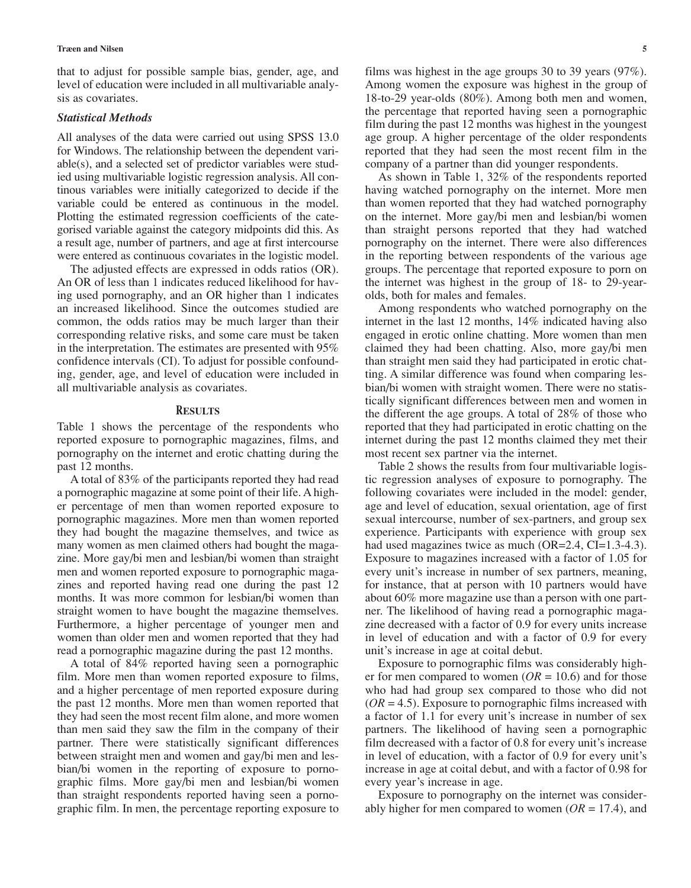that to adjust for possible sample bias, gender, age, and level of education were included in all multivariable analysis as covariates.

### *Statistical Methods*

All analyses of the data were carried out using SPSS 13.0 for Windows. The relationship between the dependent variable(s), and a selected set of predictor variables were studied using multivariable logistic regression analysis. All continous variables were initially categorized to decide if the variable could be entered as continuous in the model. Plotting the estimated regression coefficients of the categorised variable against the category midpoints did this. As a result age, number of partners, and age at first intercourse were entered as continuous covariates in the logistic model.

The adjusted effects are expressed in odds ratios (OR). An OR of less than 1 indicates reduced likelihood for having used pornography, and an OR higher than 1 indicates an increased likelihood. Since the outcomes studied are common, the odds ratios may be much larger than their corresponding relative risks, and some care must be taken in the interpretation. The estimates are presented with 95% confidence intervals (CI). To adjust for possible confounding, gender, age, and level of education were included in all multivariable analysis as covariates.

## Results

Table 1 shows the percentage of the respondents who reported exposure to pornographic magazines, films, and pornography on the internet and erotic chatting during the past 12 months.

A total of 83% of the participants reported they had read a pornographic magazine at some point of their life. A higher percentage of men than women reported exposure to pornographic magazines. More men than women reported they had bought the magazine themselves, and twice as many women as men claimed others had bought the magazine. More gay/bi men and lesbian/bi women than straight men and women reported exposure to pornographic magazines and reported having read one during the past 12 months. It was more common for lesbian/bi women than straight women to have bought the magazine themselves. Furthermore, a higher percentage of younger men and women than older men and women reported that they had read a pornographic magazine during the past 12 months.

A total of 84% reported having seen a pornographic film. More men than women reported exposure to films, and a higher percentage of men reported exposure during the past 12 months. More men than women reported that they had seen the most recent film alone, and more women than men said they saw the film in the company of their partner. There were statistically significant differences between straight men and women and gay/bi men and lesbian/bi women in the reporting of exposure to pornographic films. More gay/bi men and lesbian/bi women than straight respondents reported having seen a pornographic film. In men, the percentage reporting exposure to films was highest in the age groups 30 to 39 years (97%). Among women the exposure was highest in the group of 18-to-29 year-olds (80%). Among both men and women, the percentage that reported having seen a pornographic film during the past 12 months was highest in the youngest age group. A higher percentage of the older respondents reported that they had seen the most recent film in the company of a partner than did younger respondents.

As shown in Table 1, 32% of the respondents reported having watched pornography on the internet. More men than women reported that they had watched pornography on the internet. More gay/bi men and lesbian/bi women than straight persons reported that they had watched pornography on the internet. There were also differences in the reporting between respondents of the various age groups. The percentage that reported exposure to porn on the internet was highest in the group of 18- to 29-year-olds, both for males and females.

Among respondents who watched pornography on the internet in the last 12 months, 14% indicated having also engaged in erotic online chatting. More women than men claimed they had been chatting. Also, more gay/bi men than straight men said they had participated in erotic chatting. A similar difference was found when comparing lesbian/bi women with straight women. There were no statistically significant differences between men and women in the different the age groups. A total of 28% of those who reported that they had participated in erotic chatting on the internet during the past 12 months claimed they met their most recent sex partner via the internet.

Table 2 shows the results from four multivariable logistic regression analyses of exposure to pornography. The following covariates were included in the model: gender, age and level of education, sexual orientation, age of first sexual intercourse, number of sex-partners, and group sex experience. Participants with experience with group sex had used magazines twice as much (OR=2.4, CI=1.3-4.3). Exposure to magazines increased with a factor of 1.05 for every unit's increase in number of sex partners, meaning, for instance, that at person with 10 partners would have about 60% more magazine use than a person with one partner. The likelihood of having read a pornographic magazine decreased with a factor of 0.9 for every units increase in level of education and with a factor of 0.9 for every unit's increase in age at coital debut.

Exposure to pornographic films was considerably higher for men compared to women (*OR* = 10.6) and for those who had had group sex compared to those who did not (*OR* = 4.5). Exposure to pornographic films increased with a factor of 1.1 for every unit's increase in number of sex partners. The likelihood of having seen a pornographic film decreased with a factor of 0.8 for every unit's increase in level of education, with a factor of 0.9 for every unit's increase in age at coital debut, and with a factor of 0.98 for every year's increase in age.

Exposure to pornography on the internet was considerably higher for men compared to women (*OR* = 17.4), and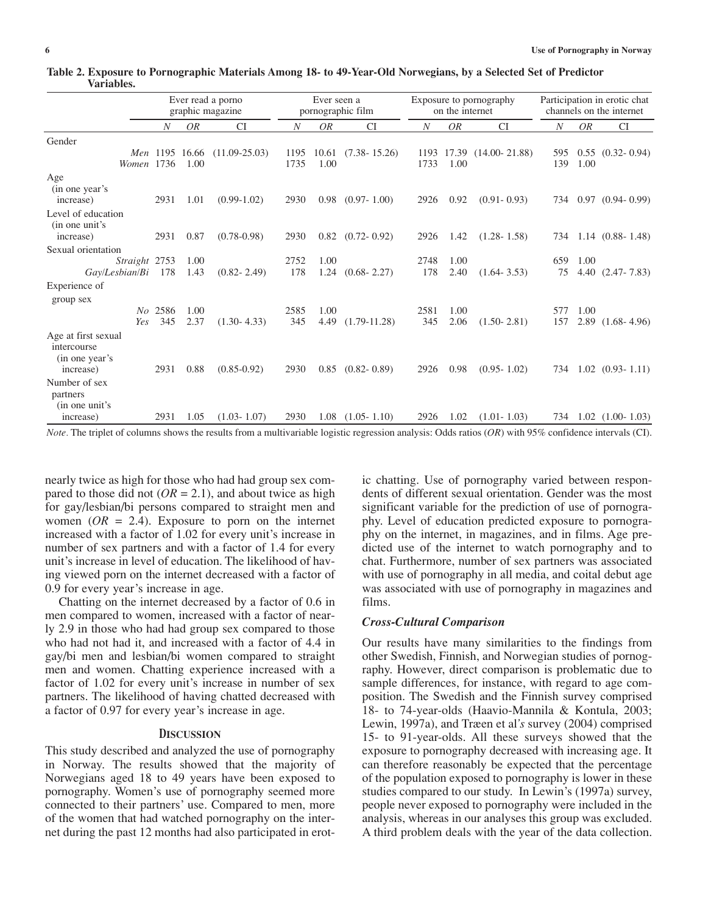**Table 2. Exposure to Pornographic Materials Among 18- to 49-Year-Old Norwegians, by a Selected Set of Predictor Variables.**

| | Ever read a porno graphic magazine | | | Ever seen a pornographic film | | | Exposure to pornography on the internet | | | Participation in erotic chat channels on the internet | | |
|---|---|---|---|---|---|---|---|---|---|---|---|---|
| | *N* | *OR* | CI | *N* | *OR* | CI | *N* | *OR* | CI | *N* | *OR* | CI |
| Gender | | | | | | | | | | | | |
| *Men* | 1195 | 16.66 | (11.09-25.03) | 1195 | 10.61 | (7.38- 15.26) | 1193 | 17.39 | (14.00- 21.88) | 595 | 0.55 | (0.32- 0.94) |
| *Women* | 1736 | 1.00 | | 1735 | 1.00 | | 1733 | 1.00 | | 139 | 1.00 | |
| Age (in one year's increase) | 2931 | 1.01 | (0.99-1.02) | 2930 | 0.98 | (0.97- 1.00) | 2926 | 0.92 | (0.91- 0.93) | 734 | 0.97 | (0.94- 0.99) |
| Level of education (in one unit's increase) | 2931 | 0.87 | (0.78-0.98) | 2930 | 0.82 | (0.72- 0.92) | 2926 | 1.42 | (1.28- 1.58) | 734 | 1.14 | (0.88- 1.48) |
| Sexual orientation | | | | | | | | | | | | |
| *Straight* | 2753 | 1.00 | | 2752 | 1.00 | | 2748 | 1.00 | | 659 | 1.00 | |
| *Gay/Lesbian/Bi* | 178 | 1.43 | (0.82- 2.49) | 178 | 1.24 | (0.68- 2.27) | 178 | 2.40 | (1.64- 3.53) | 75 | 4.40 | (2.47- 7.83) |
| Experience of group sex | | | | | | | | | | | | |
| *No* | 2586 | 1.00 | | 2585 | 1.00 | | 2581 | 1.00 | | 577 | 1.00 | |
| *Yes* | 345 | 2.37 | (1.30- 4.33) | 345 | 4.49 | (1.79-11.28) | 345 | 2.06 | (1.50- 2.81) | 157 | 2.89 | (1.68- 4.96) |
| Age at first sexual intercourse (in one year's increase) | 2931 | 0.88 | (0.85-0.92) | 2930 | 0.85 | (0.82- 0.89) | 2926 | 0.98 | (0.95- 1.02) | 734 | 1.02 | (0.93- 1.11) |
| Number of sex partners (in one unit's increase) | 2931 | 1.05 | (1.03- 1.07) | 2930 | 1.08 | (1.05- 1.10) | 2926 | 1.02 | (1.01- 1.03) | 734 | 1.02 | (1.00- 1.03) |

*Note*. The triplet of columns shows the results from a multivariable logistic regression analysis: Odds ratios (*OR*) with 95% confidence intervals (CI).

nearly twice as high for those who had had group sex compared to those did not ($OR = 2.1$), and about twice as high for gay/lesbian/bi persons compared to straight men and women ($OR = 2.4$). Exposure to porn on the internet increased with a factor of 1.02 for every unit's increase in number of sex partners and with a factor of 1.4 for every unit's increase in level of education. The likelihood of having viewed porn on the internet decreased with a factor of 0.9 for every year's increase in age.

Chatting on the internet decreased by a factor of 0.6 in men compared to women, increased with a factor of nearly 2.9 in those who had had group sex compared to those who had not had it, and increased with a factor of 4.4 in gay/bi men and lesbian/bi women compared to straight men and women. Chatting experience increased with a factor of 1.02 for every unit's increase in number of sex partners. The likelihood of having chatted decreased with a factor of 0.97 for every year's increase in age.

## Discussion

This study described and analyzed the use of pornography in Norway. The results showed that the majority of Norwegians aged 18 to 49 years have been exposed to pornography. Women's use of pornography seemed more connected to their partners' use. Compared to men, more of the women that had watched pornography on the internet during the past 12 months had also participated in erotic chatting. Use of pornography varied between respondents of different sexual orientation. Gender was the most significant variable for the prediction of use of pornography. Level of education predicted exposure to pornography on the internet, in magazines, and in films. Age predicted use of the internet to watch pornography and to chat. Furthermore, number of sex partners was associated with use of pornography in all media, and coital debut age was associated with use of pornography in magazines and films.

### *Cross-Cultural Comparison*

Our results have many similarities to the findings from other Swedish, Finnish, and Norwegian studies of pornography. However, direct comparison is problematic due to sample differences, for instance, with regard to age composition. The Swedish and the Finnish survey comprised 18- to 74-year-olds (Haavio-Mannila & Kontula, 2003; Lewin, 1997a), and Træen et al*'s* survey (2004) comprised 15- to 91-year-olds. All these surveys showed that the exposure to pornography decreased with increasing age. It can therefore reasonably be expected that the percentage of the population exposed to pornography is lower in these studies compared to our study. In Lewin's (1997a) survey, people never exposed to pornography were included in the analysis, whereas in our analyses this group was excluded. A third problem deals with the year of the data collection.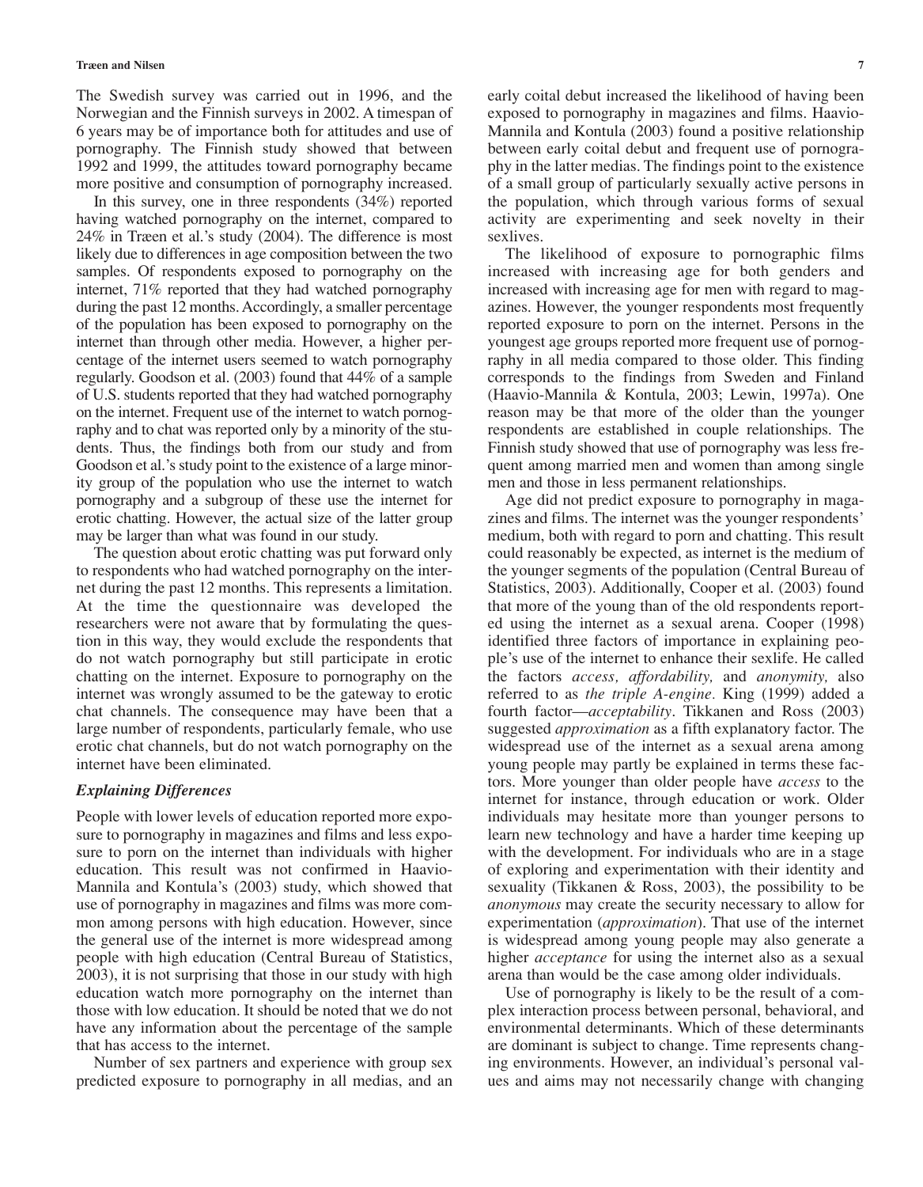The Swedish survey was carried out in 1996, and the Norwegian and the Finnish surveys in 2002. A timespan of 6 years may be of importance both for attitudes and use of pornography. The Finnish study showed that between 1992 and 1999, the attitudes toward pornography became more positive and consumption of pornography increased.

In this survey, one in three respondents (34%) reported having watched pornography on the internet, compared to 24% in Træen et al.'s study (2004). The difference is most likely due to differences in age composition between the two samples. Of respondents exposed to pornography on the internet, 71% reported that they had watched pornography during the past 12 months. Accordingly, a smaller percentage of the population has been exposed to pornography on the internet than through other media. However, a higher percentage of the internet users seemed to watch pornography regularly. Goodson et al. (2003) found that 44% of a sample of U.S. students reported that they had watched pornography on the internet. Frequent use of the internet to watch pornography and to chat was reported only by a minority of the students. Thus, the findings both from our study and from Goodson et al.'s study point to the existence of a large minority group of the population who use the internet to watch pornography and a subgroup of these use the internet for erotic chatting. However, the actual size of the latter group may be larger than what was found in our study.

The question about erotic chatting was put forward only to respondents who had watched pornography on the internet during the past 12 months. This represents a limitation. At the time the questionnaire was developed the researchers were not aware that by formulating the question in this way, they would exclude the respondents that do not watch pornography but still participate in erotic chatting on the internet. Exposure to pornography on the internet was wrongly assumed to be the gateway to erotic chat channels. The consequence may have been that a large number of respondents, particularly female, who use erotic chat channels, but do not watch pornography on the internet have been eliminated.

### *Explaining Differences*

People with lower levels of education reported more exposure to pornography in magazines and films and less exposure to porn on the internet than individuals with higher education. This result was not confirmed in Haavio-Mannila and Kontula's (2003) study, which showed that use of pornography in magazines and films was more common among persons with high education. However, since the general use of the internet is more widespread among people with high education (Central Bureau of Statistics, 2003), it is not surprising that those in our study with high education watch more pornography on the internet than those with low education. It should be noted that we do not have any information about the percentage of the sample that has access to the internet.

Number of sex partners and experience with group sex predicted exposure to pornography in all medias, and an early coital debut increased the likelihood of having been exposed to pornography in magazines and films. Haavio-Mannila and Kontula (2003) found a positive relationship between early coital debut and frequent use of pornography in the latter medias. The findings point to the existence of a small group of particularly sexually active persons in the population, which through various forms of sexual activity are experimenting and seek novelty in their sexlives.

The likelihood of exposure to pornographic films increased with increasing age for both genders and increased with increasing age for men with regard to magazines. However, the younger respondents most frequently reported exposure to porn on the internet. Persons in the youngest age groups reported more frequent use of pornography in all media compared to those older. This finding corresponds to the findings from Sweden and Finland (Haavio-Mannila & Kontula, 2003; Lewin, 1997a). One reason may be that more of the older than the younger respondents are established in couple relationships. The Finnish study showed that use of pornography was less frequent among married men and women than among single men and those in less permanent relationships.

Age did not predict exposure to pornography in magazines and films. The internet was the younger respondents' medium, both with regard to porn and chatting. This result could reasonably be expected, as internet is the medium of the younger segments of the population (Central Bureau of Statistics, 2003). Additionally, Cooper et al. (2003) found that more of the young than of the old respondents reported using the internet as a sexual arena. Cooper (1998) identified three factors of importance in explaining people's use of the internet to enhance their sexlife. He called the factors *access, affordability,* and *anonymity,* also referred to as *the triple A-engine.* King (1999) added a fourth factor—*acceptability*. Tikkanen and Ross (2003) suggested *approximation* as a fifth explanatory factor. The widespread use of the internet as a sexual arena among young people may partly be explained in terms these factors. More younger than older people have *access* to the internet for instance, through education or work. Older individuals may hesitate more than younger persons to learn new technology and have a harder time keeping up with the development. For individuals who are in a stage of exploring and experimentation with their identity and sexuality (Tikkanen & Ross, 2003), the possibility to be *anonymous* may create the security necessary to allow for experimentation (*approximation*). That use of the internet is widespread among young people may also generate a higher *acceptance* for using the internet also as a sexual arena than would be the case among older individuals.

Use of pornography is likely to be the result of a complex interaction process between personal, behavioral, and environmental determinants. Which of these determinants are dominant is subject to change. Time represents changing environments. However, an individual's personal values and aims may not necessarily change with changing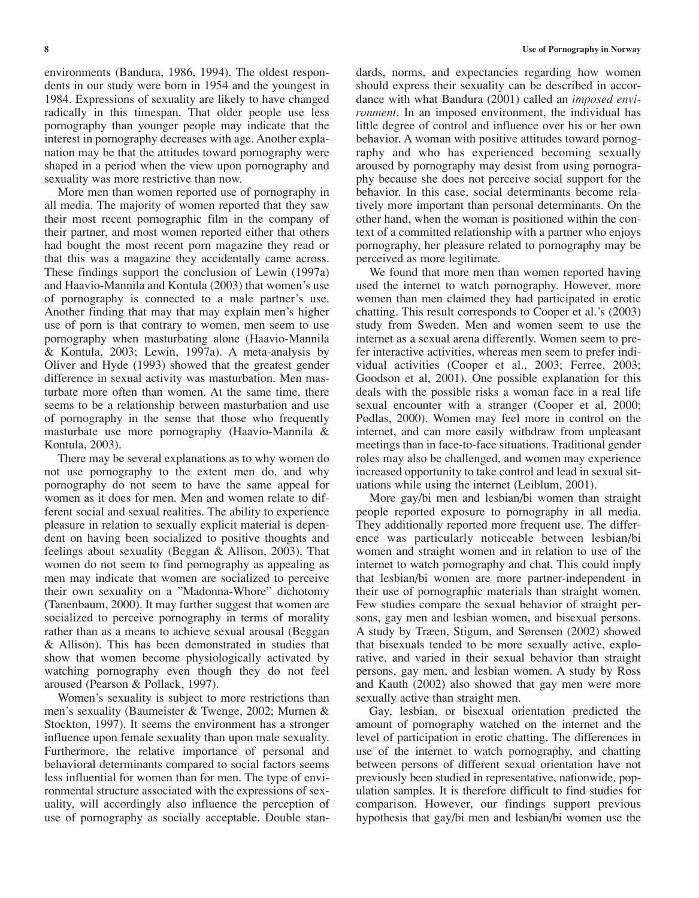environments (Bandura, 1986, 1994). The oldest respondents in our study were born in 1954 and the youngest in 1984. Expressions of sexuality are likely to have changed radically in this timespan. That older people use less pornography than younger people may indicate that the interest in pornography decreases with age. Another explanation may be that the attitudes toward pornography were shaped in a period when the view upon pornography and sexuality was more restrictive than now.

More men than women reported use of pornography in all media. The majority of women reported that they saw their most recent pornographic film in the company of their partner, and most women reported either that others had bought the most recent porn magazine they read or that this was a magazine they accidentally came across. These findings support the conclusion of Lewin (1997a) and Haavio-Mannila and Kontula (2003) that women's use of pornography is connected to a male partner's use. Another finding that may that may explain men's higher use of porn is that contrary to women, men seem to use pornography when masturbating alone (Haavio-Mannila & Kontula, 2003; Lewin, 1997a). A meta-analysis by Oliver and Hyde (1993) showed that the greatest gender difference in sexual activity was masturbation. Men masturbate more often than women. At the same time, there seems to be a relationship between masturbation and use of pornography in the sense that those who frequently masturbate use more pornography (Haavio-Mannila & Kontula, 2003).

There may be several explanations as to why women do not use pornography to the extent men do, and why pornography do not seem to have the same appeal for women as it does for men. Men and women relate to different social and sexual realities. The ability to experience pleasure in relation to sexually explicit material is dependent on having been socialized to positive thoughts and feelings about sexuality (Beggan & Allison, 2003). That women do not seem to find pornography as appealing as men may indicate that women are socialized to perceive their own sexuality on a "Madonna-Whore" dichotomy (Tanenbaum, 2000). It may further suggest that women are socialized to perceive pornography in terms of morality rather than as a means to achieve sexual arousal (Beggan & Allison). This has been demonstrated in studies that show that women become physiologically activated by watching pornography even though they do not feel aroused (Pearson & Pollack, 1997).

Women's sexuality is subject to more restrictions than men's sexuality (Baumeister & Twenge, 2002; Murnen & Stockton, 1997). It seems the environment has a stronger influence upon female sexuality than upon male sexuality. Furthermore, the relative importance of personal and behavioral determinants compared to social factors seems less influential for women than for men. The type of environmental structure associated with the expressions of sexuality, will accordingly also influence the perception of use of pornography as socially acceptable. Double standards, norms, and expectancies regarding how women should express their sexuality can be described in accordance with what Bandura (2001) called an *imposed environment*. In an imposed environment, the individual has little degree of control and influence over his or her own behavior. A woman with positive attitudes toward pornography and who has experienced becoming sexually aroused by pornography may desist from using pornography because she does not perceive social support for the behavior. In this case, social determinants become relatively more important than personal determinants. On the other hand, when the woman is positioned within the context of a committed relationship with a partner who enjoys pornography, her pleasure related to pornography may be perceived as more legitimate.

We found that more men than women reported having used the internet to watch pornography. However, more women than men claimed they had participated in erotic chatting. This result corresponds to Cooper et al.'s (2003) study from Sweden. Men and women seem to use the internet as a sexual arena differently. Women seem to prefer interactive activities, whereas men seem to prefer individual activities (Cooper et al., 2003; Ferree, 2003; Goodson et al, 2001). One possible explanation for this deals with the possible risks a woman face in a real life sexual encounter with a stranger (Cooper et al, 2000; Podlas, 2000). Women may feel more in control on the internet, and can more easily withdraw from unpleasant meetings than in face-to-face situations. Traditional gender roles may also be challenged, and women may experience increased opportunity to take control and lead in sexual situations while using the internet (Leiblum, 2001).

More gay/bi men and lesbian/bi women than straight people reported exposure to pornography in all media. They additionally reported more frequent use. The difference was particularly noticeable between lesbian/bi women and straight women and in relation to use of the internet to watch pornography and chat. This could imply that lesbian/bi women are more partner-independent in their use of pornographic materials than straight women. Few studies compare the sexual behavior of straight persons, gay men and lesbian women, and bisexual persons. A study by Træen, Stigum, and Sørensen (2002) showed that bisexuals tended to be more sexually active, explorative, and varied in their sexual behavior than straight persons, gay men, and lesbian women. A study by Ross and Kauth (2002) also showed that gay men were more sexually active than straight men.

Gay, lesbian, or bisexual orientation predicted the amount of pornography watched on the internet and the level of participation in erotic chatting. The differences in use of the internet to watch pornography, and chatting between persons of different sexual orientation have not previously been studied in representative, nationwide, population samples. It is therefore difficult to find studies for comparison. However, our findings support previous hypothesis that gay/bi men and lesbian/bi women use the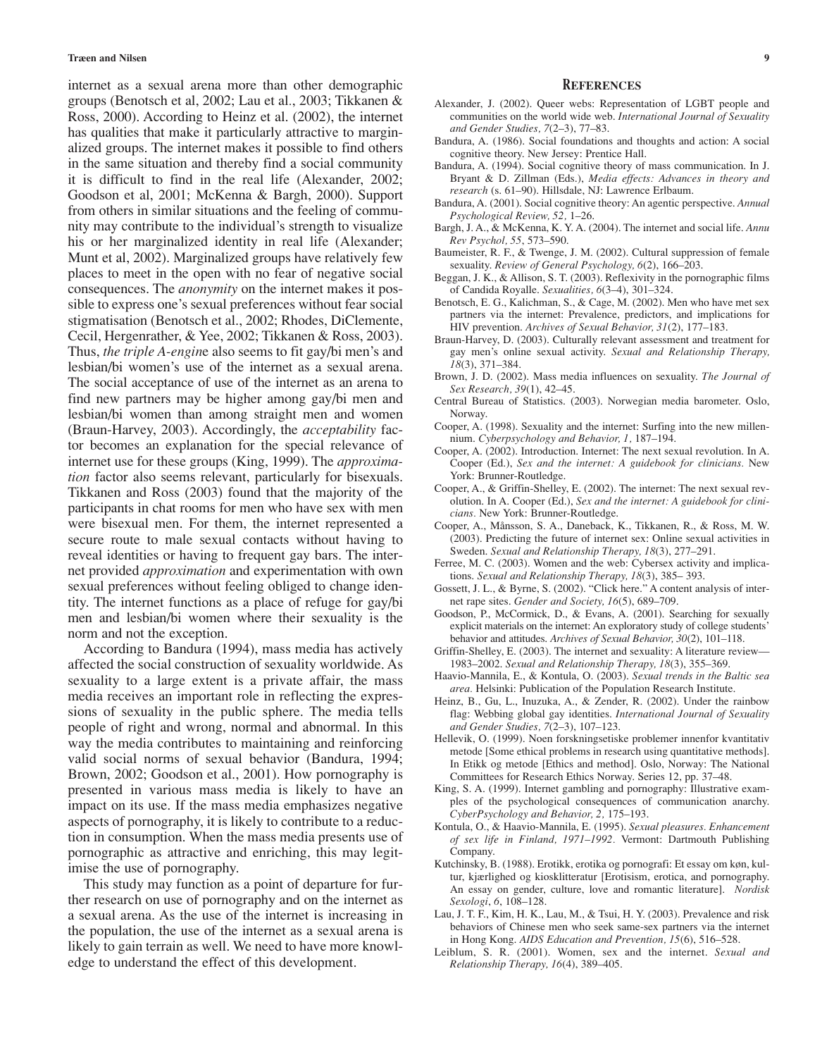internet as a sexual arena more than other demographic groups (Benotsch et al, 2002; Lau et al., 2003; Tikkanen & Ross, 2000). According to Heinz et al. (2002), the internet has qualities that make it particularly attractive to marginalized groups. The internet makes it possible to find others in the same situation and thereby find a social community it is difficult to find in the real life (Alexander, 2002; Goodson et al, 2001; McKenna & Bargh, 2000). Support from others in similar situations and the feeling of community may contribute to the individual's strength to visualize his or her marginalized identity in real life (Alexander; Munt et al, 2002). Marginalized groups have relatively few places to meet in the open with no fear of negative social consequences. The *anonymity* on the internet makes it possible to express one's sexual preferences without fear social stigmatisation (Benotsch et al., 2002; Rhodes, DiClemente, Cecil, Hergenrather, & Yee, 2002; Tikkanen & Ross, 2003). Thus, *the triple A-engine* also seems to fit gay/bi men's and lesbian/bi women's use of the internet as a sexual arena. The social acceptance of use of the internet as an arena to find new partners may be higher among gay/bi men and lesbian/bi women than among straight men and women (Braun-Harvey, 2003). Accordingly, the *acceptability* factor becomes an explanation for the special relevance of internet use for these groups (King, 1999). The *approximation* factor also seems relevant, particularly for bisexuals. Tikkanen and Ross (2003) found that the majority of the participants in chat rooms for men who have sex with men were bisexual men. For them, the internet represented a secure route to male sexual contacts without having to reveal identities or having to frequent gay bars. The internet provided *approximation* and experimentation with own sexual preferences without feeling obliged to change identity. The internet functions as a place of refuge for gay/bi men and lesbian/bi women where their sexuality is the norm and not the exception.

According to Bandura (1994), mass media has actively affected the social construction of sexuality worldwide. As sexuality to a large extent is a private affair, the mass media receives an important role in reflecting the expressions of sexuality in the public sphere. The media tells people of right and wrong, normal and abnormal. In this way the media contributes to maintaining and reinforcing valid social norms of sexual behavior (Bandura, 1994; Brown, 2002; Goodson et al., 2001). How pornography is presented in various mass media is likely to have an impact on its use. If the mass media emphasizes negative aspects of pornography, it is likely to contribute to a reduction in consumption. When the mass media presents use of pornographic as attractive and enriching, this may legitimise the use of pornography.

This study may function as a point of departure for further research on use of pornography and on the internet as a sexual arena. As the use of the internet is increasing in the population, the use of the internet as a sexual arena is likely to gain terrain as well. We need to have more knowledge to understand the effect of this development.

## References

Alexander, J. (2002). Queer webs: Representation of LGBT people and communities on the world wide web. *International Journal of Sexuality and Gender Studies, 7*(2–3), 77–83.

Bandura, A. (1986). Social foundations and thoughts and action: A social cognitive theory. New Jersey: Prentice Hall.

Bandura, A. (1994). Social cognitive theory of mass communication. In J. Bryant & D. Zillman (Eds.), *Media effects: Advances in theory and research* (s. 61–90). Hillsdale, NJ: Lawrence Erlbaum.

Bandura, A. (2001). Social cognitive theory: An agentic perspective. *Annual Psychological Review, 52,* 1–26.

Bargh, J. A., & McKenna, K. Y. A. (2004). The internet and social life. *Annu Rev Psychol, 55*, 573–590.

Baumeister, R. F., & Twenge, J. M. (2002). Cultural suppression of female sexuality. *Review of General Psychology, 6*(2), 166–203.

Beggan, J. K., & Allison, S. T. (2003). Reflexivity in the pornographic films of Candida Royalle. *Sexualities, 6*(3–4), 301–324.

Benotsch, E. G., Kalichman, S., & Cage, M. (2002). Men who have met sex partners via the internet: Prevalence, predictors, and implications for HIV prevention. *Archives of Sexual Behavior, 31*(2), 177–183.

Braun-Harvey, D. (2003). Culturally relevant assessment and treatment for gay men's online sexual activity. *Sexual and Relationship Therapy, 18*(3), 371–384.

Brown, J. D. (2002). Mass media influences on sexuality. *The Journal of Sex Research, 39*(1), 42–45.

Central Bureau of Statistics. (2003). Norwegian media barometer. Oslo, Norway.

Cooper, A. (1998). Sexuality and the internet: Surfing into the new millennium. *Cyberpsychology and Behavior, 1,* 187–194.

Cooper, A. (2002). Introduction. Internet: The next sexual revolution. In A. Cooper (Ed.), *Sex and the internet: A guidebook for clinicians.* New York: Brunner-Routledge.

Cooper, A., & Griffin-Shelley, E. (2002). The internet: The next sexual revolution. In A. Cooper (Ed.), *Sex and the internet: A guidebook for clinicians.* New York: Brunner-Routledge.

Cooper, A., Månsson, S. A., Daneback, K., Tikkanen, R., & Ross, M. W. (2003). Predicting the future of internet sex: Online sexual activities in Sweden. *Sexual and Relationship Therapy, 18*(3), 277–291.

Ferree, M. C. (2003). Women and the web: Cybersex activity and implications. *Sexual and Relationship Therapy, 18*(3), 385– 393.

Gossett, J. L., & Byrne, S. (2002). "Click here." A content analysis of internet rape sites. *Gender and Society, 16*(5), 689–709.

Goodson, P., McCormick, D., & Evans, A. (2001). Searching for sexually explicit materials on the internet: An exploratory study of college students' behavior and attitudes. *Archives of Sexual Behavior, 30*(2), 101–118.

Griffin-Shelley, E. (2003). The internet and sexuality: A literature review—1983–2002. *Sexual and Relationship Therapy, 18*(3), 355–369.

Haavio-Mannila, E., & Kontula, O. (2003). *Sexual trends in the Baltic sea area.* Helsinki: Publication of the Population Research Institute.

Heinz, B., Gu, L., Inuzuka, A., & Zender, R. (2002). Under the rainbow flag: Webbing global gay identities. *International Journal of Sexuality and Gender Studies, 7*(2–3), 107–123.

Hellevik, O. (1999). Noen forskningsetiske problemer innenfor kvantitativ metode [Some ethical problems in research using quantitative methods]. In Etikk og metode [Ethics and method]. Oslo, Norway: The National Committees for Research Ethics Norway. Series 12, pp. 37–48.

King, S. A. (1999). Internet gambling and pornography: Illustrative examples of the psychological consequences of communication anarchy. *CyberPsychology and Behavior, 2,* 175–193.

Kontula, O., & Haavio-Mannila, E. (1995). *Sexual pleasures. Enhancement of sex life in Finland, 1971–1992.* Vermont: Dartmouth Publishing Company.

Kutchinsky, B. (1988). Erotikk, erotika og pornografi: Et essay om køn, kultur, kjærlighed og kiosklitteratur [Erotisism, erotica, and pornography. An essay on gender, culture, love and romantic literature]. *Nordisk Sexologi*, *6*, 108–128.

Lau, J. T. F., Kim, H. K., Lau, M., & Tsui, H. Y. (2003). Prevalence and risk behaviors of Chinese men who seek same-sex partners via the internet in Hong Kong. *AIDS Education and Prevention, 15*(6), 516–528.

Leiblum, S. R. (2001). Women, sex and the internet. *Sexual and Relationship Therapy, 16*(4), 389–405.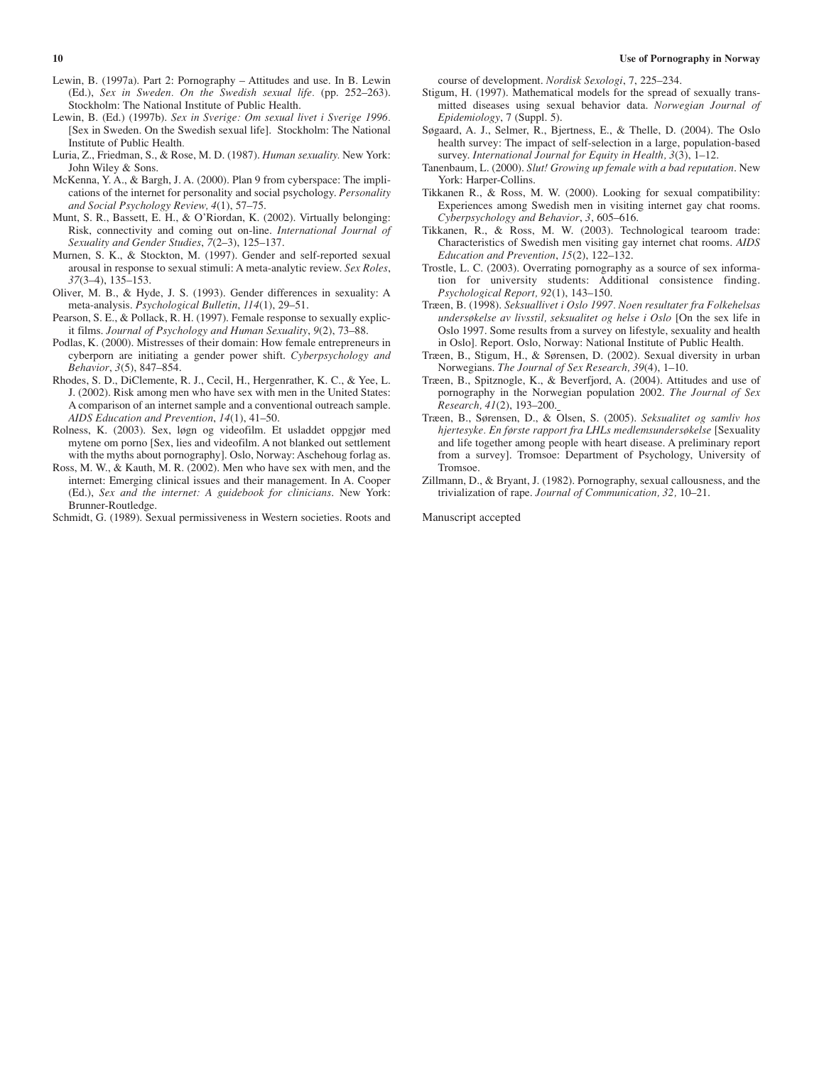Lewin, B. (1997a). Part 2: Pornography – Attitudes and use. In B. Lewin (Ed.), *Sex in Sweden. On the Swedish sexual life.* (pp. 252–263). Stockholm: The National Institute of Public Health.

Lewin, B. (Ed.) (1997b). *Sex in Sverige: Om sexual livet i Sverige 1996*. [Sex in Sweden. On the Swedish sexual life]. Stockholm: The National Institute of Public Health.

Luria, Z., Friedman, S., & Rose, M. D. (1987). *Human sexuality.* New York: John Wiley & Sons.

McKenna, Y. A., & Bargh, J. A. (2000). Plan 9 from cyberspace: The implications of the internet for personality and social psychology. *Personality and Social Psychology Review, 4*(1), 57–75.

Munt, S. R., Bassett, E. H., & O'Riordan, K. (2002). Virtually belonging: Risk, connectivity and coming out on-line. *International Journal of Sexuality and Gender Studies*, *7*(2–3), 125–137.

Murnen, S. K., & Stockton, M. (1997). Gender and self-reported sexual arousal in response to sexual stimuli: A meta-analytic review. *Sex Roles*, *37*(3–4), 135–153.

Oliver, M. B., & Hyde, J. S. (1993). Gender differences in sexuality: A meta-analysis. *Psychological Bulletin*, *114*(1), 29–51.

Pearson, S. E., & Pollack, R. H. (1997). Female response to sexually explicit films. *Journal of Psychology and Human Sexuality*, *9*(2), 73–88.

Podlas, K. (2000). Mistresses of their domain: How female entrepreneurs in cyberporn are initiating a gender power shift. *Cyberpsychology and Behavior*, *3*(5), 847–854.

Rhodes, S. D., DiClemente, R. J., Cecil, H., Hergenrather, K. C., & Yee, L. J. (2002). Risk among men who have sex with men in the United States: A comparison of an internet sample and a conventional outreach sample. *AIDS Education and Prevention*, *14*(1), 41–50.

Rolness, K. (2003). Sex, løgn og videofilm. Et usladdet oppgjør med mytene om porno [Sex, lies and videofilm. A not blanked out settlement with the myths about pornography]. Oslo, Norway: Aschehoug forlag as.

Ross, M. W., & Kauth, M. R. (2002). Men who have sex with men, and the internet: Emerging clinical issues and their management. In A. Cooper (Ed.), *Sex and the internet: A guidebook for clinicians*. New York: Brunner-Routledge.

Schmidt, G. (1989). Sexual permissiveness in Western societies. Roots and course of development. *Nordisk Sexologi*, 7, 225–234.

Stigum, H. (1997). Mathematical models for the spread of sexually transmitted diseases using sexual behavior data. *Norwegian Journal of Epidemiology*, 7 (Suppl. 5).

Søgaard, A. J., Selmer, R., Bjertness, E., & Thelle, D. (2004). The Oslo health survey: The impact of self-selection in a large, population-based survey. *International Journal for Equity in Health, 3*(3), 1–12.

Tanenbaum, L. (2000). *Slut! Growing up female with a bad reputation*. New York: Harper-Collins.

Tikkanen R., & Ross, M. W. (2000). Looking for sexual compatibility: Experiences among Swedish men in visiting internet gay chat rooms. *Cyberpsychology and Behavior*, *3*, 605–616.

Tikkanen, R., & Ross, M. W. (2003). Technological tearoom trade: Characteristics of Swedish men visiting gay internet chat rooms. *AIDS Education and Prevention*, *15*(2), 122–132.

Trostle, L. C. (2003). Overrating pornography as a source of sex information for university students: Additional consistence finding. *Psychological Report, 92*(1), 143–150.

Træen, B. (1998). *Seksuallivet i Oslo 1997. Noen resultater fra Folkehelsas undersøkelse av livsstil, seksualitet og helse i Oslo* [On the sex life in Oslo 1997. Some results from a survey on lifestyle, sexuality and health in Oslo]. Report. Oslo, Norway: National Institute of Public Health.

Træen, B., Stigum, H., & Sørensen, D. (2002). Sexual diversity in urban Norwegians. *The Journal of Sex Research, 39*(4), 1–10.

Træen, B., Spitznogle, K., & Beverfjord, A. (2004). Attitudes and use of pornography in the Norwegian population 2002. *The Journal of Sex Research, 41*(2), 193–200.

Træen, B., Sørensen, D., & Olsen, S. (2005). *Seksualitet og samliv hos hjertesyke. En første rapport fra LHLs medlemsundersøkelse* [Sexuality and life together among people with heart disease. A preliminary report from a survey]. Tromsoe: Department of Psychology, University of Tromsoe.

Zillmann, D., & Bryant, J. (1982). Pornography, sexual callousness, and the trivialization of rape. *Journal of Communication, 32,* 10–21.

Manuscript accepted